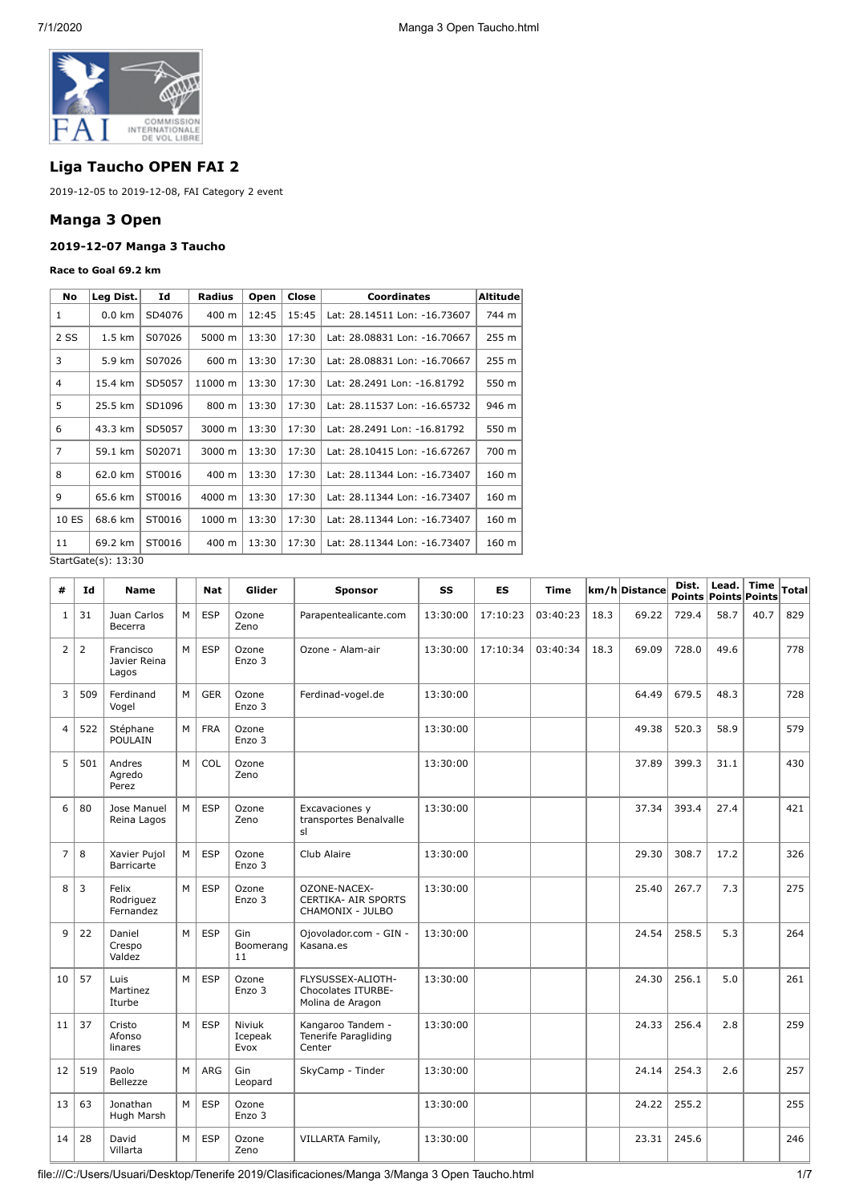# Liga Taucho OPEN FAI 2

2019-12-05 to 2019-12-08, FAI Category 2 event

## Manga 3 Open

### 2019-12-07 Manga 3 Taucho

**Race to Goal 69.2 km**

| No | Leg Dist. | Id | Radius | Open | Close | Coordinates | Altitude |
|---|---|---|---|---|---|---|---|
| 1 | 0.0 km | SD4076 | 400 m | 12:45 | 15:45 | Lat: 28.14511 Lon: -16.73607 | 744 m |
| 2 SS | 1.5 km | S07026 | 5000 m | 13:30 | 17:30 | Lat: 28.08831 Lon: -16.70667 | 255 m |
| 3 | 5.9 km | S07026 | 600 m | 13:30 | 17:30 | Lat: 28.08831 Lon: -16.70667 | 255 m |
| 4 | 15.4 km | SD5057 | 11000 m | 13:30 | 17:30 | Lat: 28.2491 Lon: -16.81792 | 550 m |
| 5 | 25.5 km | SD1096 | 800 m | 13:30 | 17:30 | Lat: 28.11537 Lon: -16.65732 | 946 m |
| 6 | 43.3 km | SD5057 | 3000 m | 13:30 | 17:30 | Lat: 28.2491 Lon: -16.81792 | 550 m |
| 7 | 59.1 km | S02071 | 3000 m | 13:30 | 17:30 | Lat: 28.10415 Lon: -16.67267 | 700 m |
| 8 | 62.0 km | ST0016 | 400 m | 13:30 | 17:30 | Lat: 28.11344 Lon: -16.73407 | 160 m |
| 9 | 65.6 km | ST0016 | 4000 m | 13:30 | 17:30 | Lat: 28.11344 Lon: -16.73407 | 160 m |
| 10 ES | 68.6 km | ST0016 | 1000 m | 13:30 | 17:30 | Lat: 28.11344 Lon: -16.73407 | 160 m |
| 11 | 69.2 km | ST0016 | 400 m | 13:30 | 17:30 | Lat: 28.11344 Lon: -16.73407 | 160 m |

StartGate(s): 13:30

| # | Id | Name | | Nat | Glider | Sponsor | SS | ES | Time | km/h | Distance | Dist. Points | Lead. Points | Time Points | Total |
|---|---|---|---|---|---|---|---|---|---|---|---|---|---|---|---|
| 1 | 31 | Juan Carlos Becerra | M | ESP | Ozone Zeno | Parapentealicante.com | 13:30:00 | 17:10:23 | 03:40:23 | 18.3 | 69.22 | 729.4 | 58.7 | 40.7 | 829 |
| 2 | 2 | Francisco Javier Reina Lagos | M | ESP | Ozone Enzo 3 | Ozone - Alam-air | 13:30:00 | 17:10:34 | 03:40:34 | 18.3 | 69.09 | 728.0 | 49.6 | | 778 |
| 3 | 509 | Ferdinand Vogel | M | GER | Ozone Enzo 3 | Ferdinad-vogel.de | 13:30:00 | | | | 64.49 | 679.5 | 48.3 | | 728 |
| 4 | 522 | Stéphane POULAIN | M | FRA | Ozone Enzo 3 | | 13:30:00 | | | | 49.38 | 520.3 | 58.9 | | 579 |
| 5 | 501 | Andres Agredo Perez | M | COL | Ozone Zeno | | 13:30:00 | | | | 37.89 | 399.3 | 31.1 | | 430 |
| 6 | 80 | Jose Manuel Reina Lagos | M | ESP | Ozone Zeno | Excavaciones y transportes Benalvalle sl | 13:30:00 | | | | 37.34 | 393.4 | 27.4 | | 421 |
| 7 | 8 | Xavier Pujol Barricarte | M | ESP | Ozone Enzo 3 | Club Alaire | 13:30:00 | | | | 29.30 | 308.7 | 17.2 | | 326 |
| 8 | 3 | Felix Rodriguez Fernandez | M | ESP | Ozone Enzo 3 | OZONE-NACEX-CERTIKA- AIR SPORTS CHAMONIX - JULBO | 13:30:00 | | | | 25.40 | 267.7 | 7.3 | | 275 |
| 9 | 22 | Daniel Crespo Valdez | M | ESP | Gin Boomerang 11 | Ojovolador.com - GIN - Kasana.es | 13:30:00 | | | | 24.54 | 258.5 | 5.3 | | 264 |
| 10 | 57 | Luis Martinez Iturbe | M | ESP | Ozone Enzo 3 | FLYSUSSEX-ALIOTH-Chocolates ITURBE-Molina de Aragon | 13:30:00 | | | | 24.30 | 256.1 | 5.0 | | 261 |
| 11 | 37 | Cristo Afonso linares | M | ESP | Niviuk Icepeak Evox | Kangaroo Tandem - Tenerife Paragliding Center | 13:30:00 | | | | 24.33 | 256.4 | 2.8 | | 259 |
| 12 | 519 | Paolo Bellezze | M | ARG | Gin Leopard | SkyCamp - Tinder | 13:30:00 | | | | 24.14 | 254.3 | 2.6 | | 257 |
| 13 | 63 | Jonathan Hugh Marsh | M | ESP | Ozone Enzo 3 | | 13:30:00 | | | | 24.22 | 255.2 | | | 255 |
| 14 | 28 | David Villarta | M | ESP | Ozone Zeno | VILLARTA Family, | 13:30:00 | | | | 23.31 | 245.6 | | | 246 |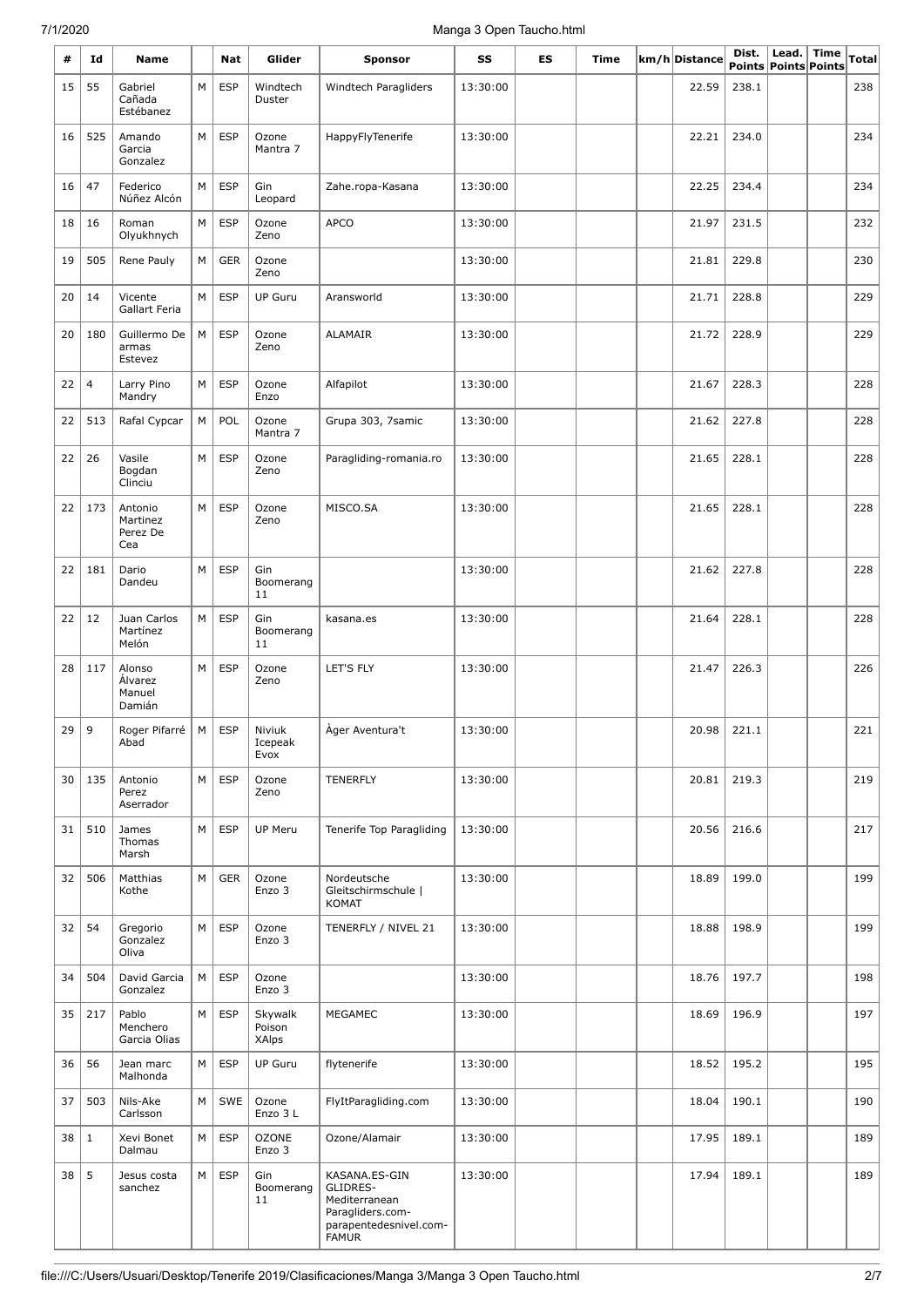| # | Id | Name | | Nat | Glider | Sponsor | SS | ES | Time | km/h | Distance | Dist. Points | Lead. Points | Time Points | Total |
|---|---|---|---|---|---|---|---|---|---|---|---|---|---|---|---|
| 15 | 55 | Gabriel Cañada Estébanez | M | ESP | Windtech Duster | Windtech Paragliders | 13:30:00 | | | | 22.59 | 238.1 | | | 238 |
| 16 | 525 | Amando Garcia Gonzalez | M | ESP | Ozone Mantra 7 | HappyFlyTenerife | 13:30:00 | | | | 22.21 | 234.0 | | | 234 |
| 16 | 47 | Federico Núñez Alcón | M | ESP | Gin Leopard | Zahe.ropa-Kasana | 13:30:00 | | | | 22.25 | 234.4 | | | 234 |
| 18 | 16 | Roman Olyukhnych | M | ESP | Ozone Zeno | APCO | 13:30:00 | | | | 21.97 | 231.5 | | | 232 |
| 19 | 505 | Rene Pauly | M | GER | Ozone Zeno | | 13:30:00 | | | | 21.81 | 229.8 | | | 230 |
| 20 | 14 | Vicente Gallart Feria | M | ESP | UP Guru | Aransworld | 13:30:00 | | | | 21.71 | 228.8 | | | 229 |
| 20 | 180 | Guillermo De armas Estevez | M | ESP | Ozone Zeno | ALAMAIR | 13:30:00 | | | | 21.72 | 228.9 | | | 229 |
| 22 | 4 | Larry Pino Mandry | M | ESP | Ozone Enzo | Alfapilot | 13:30:00 | | | | 21.67 | 228.3 | | | 228 |
| 22 | 513 | Rafal Cypcar | M | POL | Ozone Mantra 7 | Grupa 303, 7samic | 13:30:00 | | | | 21.62 | 227.8 | | | 228 |
| 22 | 26 | Vasile Bogdan Clinciu | M | ESP | Ozone Zeno | Paragliding-romania.ro | 13:30:00 | | | | 21.65 | 228.1 | | | 228 |
| 22 | 173 | Antonio Martinez Perez De Cea | M | ESP | Ozone Zeno | MISCO.SA | 13:30:00 | | | | 21.65 | 228.1 | | | 228 |
| 22 | 181 | Dario Dandeu | M | ESP | Gin Boomerang 11 | | 13:30:00 | | | | 21.62 | 227.8 | | | 228 |
| 22 | 12 | Juan Carlos Martínez Melón | M | ESP | Gin Boomerang 11 | kasana.es | 13:30:00 | | | | 21.64 | 228.1 | | | 228 |
| 28 | 117 | Alonso Álvarez Manuel Damián | M | ESP | Ozone Zeno | LET'S FLY | 13:30:00 | | | | 21.47 | 226.3 | | | 226 |
| 29 | 9 | Roger Pifarré Abad | M | ESP | Niviuk Icepeak Evox | Àger Aventura't | 13:30:00 | | | | 20.98 | 221.1 | | | 221 |
| 30 | 135 | Antonio Perez Aserrador | M | ESP | Ozone Zeno | TENERFLY | 13:30:00 | | | | 20.81 | 219.3 | | | 219 |
| 31 | 510 | James Thomas Marsh | M | ESP | UP Meru | Tenerife Top Paragliding | 13:30:00 | | | | 20.56 | 216.6 | | | 217 |
| 32 | 506 | Matthias Kothe | M | GER | Ozone Enzo 3 | Nordeutsche Gleitschirmschule \| KOMAT | 13:30:00 | | | | 18.89 | 199.0 | | | 199 |
| 32 | 54 | Gregorio Gonzalez Oliva | M | ESP | Ozone Enzo 3 | TENERFLY / NIVEL 21 | 13:30:00 | | | | 18.88 | 198.9 | | | 199 |
| 34 | 504 | David Garcia Gonzalez | M | ESP | Ozone Enzo 3 | | 13:30:00 | | | | 18.76 | 197.7 | | | 198 |
| 35 | 217 | Pablo Menchero Garcia Olias | M | ESP | Skywalk Poison XAlps | MEGAMEC | 13:30:00 | | | | 18.69 | 196.9 | | | 197 |
| 36 | 56 | Jean marc Malhonda | M | ESP | UP Guru | flytenerife | 13:30:00 | | | | 18.52 | 195.2 | | | 195 |
| 37 | 503 | Nils-Ake Carlsson | M | SWE | Ozone Enzo 3 L | FlyItParagliding.com | 13:30:00 | | | | 18.04 | 190.1 | | | 190 |
| 38 | 1 | Xevi Bonet Dalmau | M | ESP | OZONE Enzo 3 | Ozone/Alamair | 13:30:00 | | | | 17.95 | 189.1 | | | 189 |
| 38 | 5 | Jesus costa sanchez | M | ESP | Gin Boomerang 11 | KASANA.ES-GIN GLIDRES-Mediterranean Paragliders.com-parapentedesnivel.com-FAMUR | 13:30:00 | | | | 17.94 | 189.1 | | | 189 |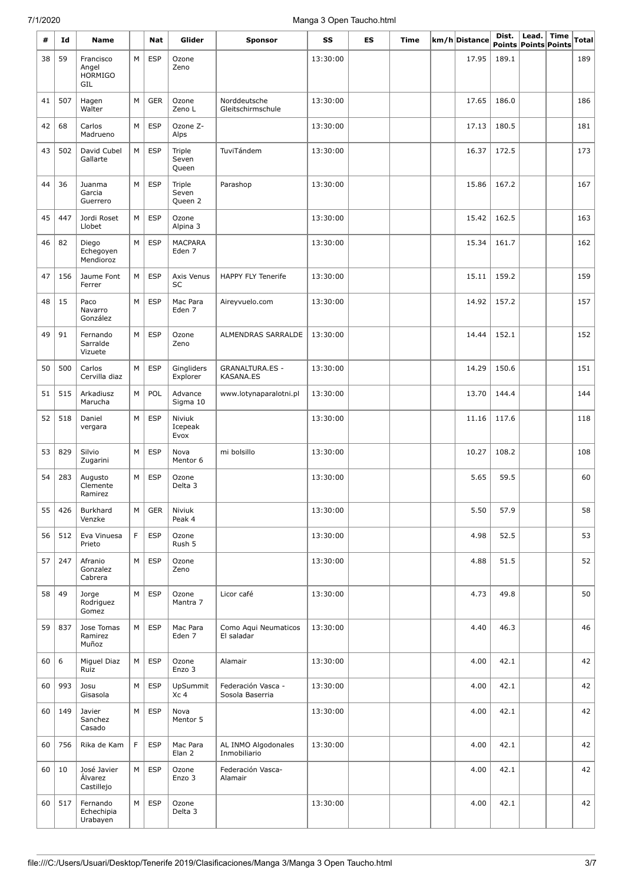| # | Id | Name | | Nat | Glider | Sponsor | SS | ES | Time | km/h | Distance | Dist. Points | Lead. Points | Time Points | Total |
|---|---|---|---|---|---|---|---|---|---|---|---|---|---|---|---|
| 38 | 59 | Francisco Angel HORMIGO GIL | M | ESP | Ozone Zeno | | 13:30:00 | | | | 17.95 | 189.1 | | | 189 |
| 41 | 507 | Hagen Walter | M | GER | Ozone Zeno L | Norddeutsche Gleitschirmschule | 13:30:00 | | | | 17.65 | 186.0 | | | 186 |
| 42 | 68 | Carlos Madrueno | M | ESP | Ozone Z-Alps | | 13:30:00 | | | | 17.13 | 180.5 | | | 181 |
| 43 | 502 | David Cubel Gallarte | M | ESP | Triple Seven Queen | TuviTándem | 13:30:00 | | | | 16.37 | 172.5 | | | 173 |
| 44 | 36 | Juanma Garcia Guerrero | M | ESP | Triple Seven Queen 2 | Parashop | 13:30:00 | | | | 15.86 | 167.2 | | | 167 |
| 45 | 447 | Jordi Roset Llobet | M | ESP | Ozone Alpina 3 | | 13:30:00 | | | | 15.42 | 162.5 | | | 163 |
| 46 | 82 | Diego Echegoyen Mendioroz | M | ESP | MACPARA Eden 7 | | 13:30:00 | | | | 15.34 | 161.7 | | | 162 |
| 47 | 156 | Jaume Font Ferrer | M | ESP | Axis Venus SC | HAPPY FLY Tenerife | 13:30:00 | | | | 15.11 | 159.2 | | | 159 |
| 48 | 15 | Paco Navarro González | M | ESP | Mac Para Eden 7 | Aireyvuelo.com | 13:30:00 | | | | 14.92 | 157.2 | | | 157 |
| 49 | 91 | Fernando Sarralde Vizuete | M | ESP | Ozone Zeno | ALMENDRAS SARRALDE | 13:30:00 | | | | 14.44 | 152.1 | | | 152 |
| 50 | 500 | Carlos Cervilla diaz | M | ESP | Gingliders Explorer | GRANALTURA.ES - KASANA.ES | 13:30:00 | | | | 14.29 | 150.6 | | | 151 |
| 51 | 515 | Arkadiusz Marucha | M | POL | Advance Sigma 10 | www.lotynaparalotni.pl | 13:30:00 | | | | 13.70 | 144.4 | | | 144 |
| 52 | 518 | Daniel vergara | M | ESP | Niviuk Icepeak Evox | | 13:30:00 | | | | 11.16 | 117.6 | | | 118 |
| 53 | 829 | Silvio Zugarini | M | ESP | Nova Mentor 6 | mi bolsillo | 13:30:00 | | | | 10.27 | 108.2 | | | 108 |
| 54 | 283 | Augusto Clemente Ramirez | M | ESP | Ozone Delta 3 | | 13:30:00 | | | | 5.65 | 59.5 | | | 60 |
| 55 | 426 | Burkhard Venzke | M | GER | Niviuk Peak 4 | | 13:30:00 | | | | 5.50 | 57.9 | | | 58 |
| 56 | 512 | Eva Vinuesa Prieto | F | ESP | Ozone Rush 5 | | 13:30:00 | | | | 4.98 | 52.5 | | | 53 |
| 57 | 247 | Afranio Gonzalez Cabrera | M | ESP | Ozone Zeno | | 13:30:00 | | | | 4.88 | 51.5 | | | 52 |
| 58 | 49 | Jorge Rodriguez Gomez | M | ESP | Ozone Mantra 7 | Licor café | 13:30:00 | | | | 4.73 | 49.8 | | | 50 |
| 59 | 837 | Jose Tomas Ramirez Muñoz | M | ESP | Mac Para Eden 7 | Como Aqui Neumaticos El saladar | 13:30:00 | | | | 4.40 | 46.3 | | | 46 |
| 60 | 6 | Miguel Diaz Ruiz | M | ESP | Ozone Enzo 3 | Alamair | 13:30:00 | | | | 4.00 | 42.1 | | | 42 |
| 60 | 993 | Josu Gisasola | M | ESP | UpSummit Xc 4 | Federación Vasca - Sosola Baserria | 13:30:00 | | | | 4.00 | 42.1 | | | 42 |
| 60 | 149 | Javier Sanchez Casado | M | ESP | Nova Mentor 5 | | 13:30:00 | | | | 4.00 | 42.1 | | | 42 |
| 60 | 756 | Rika de Kam | F | ESP | Mac Para Elan 2 | AL INMO Algodonales Inmobiliario | 13:30:00 | | | | 4.00 | 42.1 | | | 42 |
| 60 | 10 | José Javier Álvarez Castillejo | M | ESP | Ozone Enzo 3 | Federación Vasca-Alamair | | | | | 4.00 | 42.1 | | | 42 |
| 60 | 517 | Fernando Echechipia Urabayen | M | ESP | Ozone Delta 3 | | 13:30:00 | | | | 4.00 | 42.1 | | | 42 |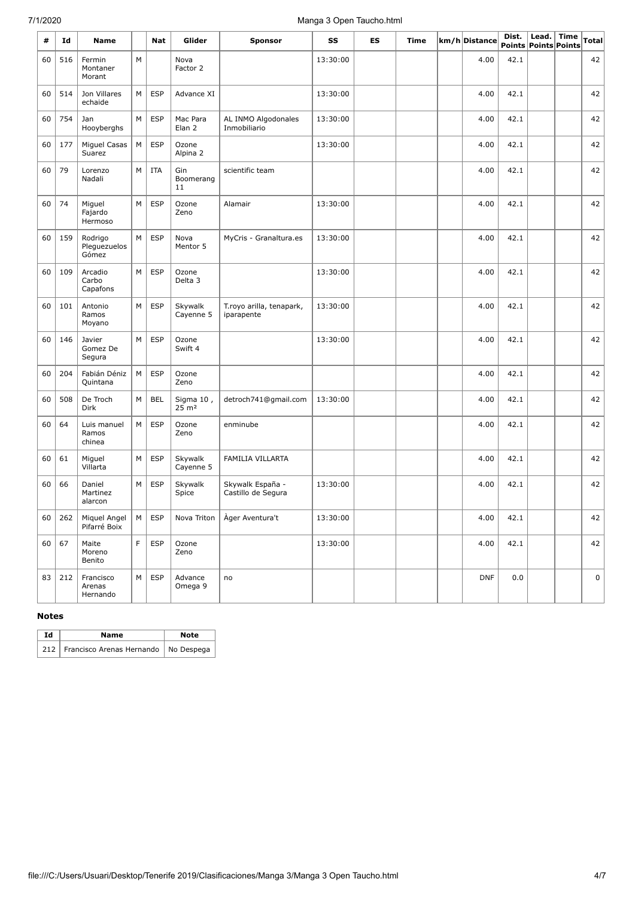| # | Id | Name | | Nat | Glider | Sponsor | SS | ES | Time | km/h | Distance | Dist. Points | Lead. Points | Time Points | Total |
|---|---|---|---|---|---|---|---|---|---|---|---|---|---|---|---|
| 60 | 516 | Fermin Montaner Morant | M | | Nova Factor 2 | | 13:30:00 | | | | 4.00 | 42.1 | | | 42 |
| 60 | 514 | Jon Villares echaide | M | ESP | Advance XI | | 13:30:00 | | | | 4.00 | 42.1 | | | 42 |
| 60 | 754 | Jan Hooyberghs | M | ESP | Mac Para Elan 2 | AL INMO Algodonales Inmobiliario | 13:30:00 | | | | 4.00 | 42.1 | | | 42 |
| 60 | 177 | Miguel Casas Suarez | M | ESP | Ozone Alpina 2 | | 13:30:00 | | | | 4.00 | 42.1 | | | 42 |
| 60 | 79 | Lorenzo Nadali | M | ITA | Gin Boomerang 11 | scientific team | | | | | 4.00 | 42.1 | | | 42 |
| 60 | 74 | Miguel Fajardo Hermoso | M | ESP | Ozone Zeno | Alamair | 13:30:00 | | | | 4.00 | 42.1 | | | 42 |
| 60 | 159 | Rodrigo Pleguezuelos Gómez | M | ESP | Nova Mentor 5 | MyCris - Granaltura.es | 13:30:00 | | | | 4.00 | 42.1 | | | 42 |
| 60 | 109 | Arcadio Carbo Capafons | M | ESP | Ozone Delta 3 | | 13:30:00 | | | | 4.00 | 42.1 | | | 42 |
| 60 | 101 | Antonio Ramos Moyano | M | ESP | Skywalk Cayenne 5 | T.royo arilla, tenapark, iparapente | 13:30:00 | | | | 4.00 | 42.1 | | | 42 |
| 60 | 146 | Javier Gomez De Segura | M | ESP | Ozone Swift 4 | | 13:30:00 | | | | 4.00 | 42.1 | | | 42 |
| 60 | 204 | Fabián Déniz Quintana | M | ESP | Ozone Zeno | | | | | | 4.00 | 42.1 | | | 42 |
| 60 | 508 | De Troch Dirk | M | BEL | Sigma 10 , 25 m² | detroch741@gmail.com | 13:30:00 | | | | 4.00 | 42.1 | | | 42 |
| 60 | 64 | Luis manuel Ramos chinea | M | ESP | Ozone Zeno | enminube | | | | | 4.00 | 42.1 | | | 42 |
| 60 | 61 | Miguel Villarta | M | ESP | Skywalk Cayenne 5 | FAMILIA VILLARTA | | | | | 4.00 | 42.1 | | | 42 |
| 60 | 66 | Daniel Martinez alarcon | M | ESP | Skywalk Spice | Skywalk España - Castillo de Segura | 13:30:00 | | | | 4.00 | 42.1 | | | 42 |
| 60 | 262 | Miquel Angel Pifarré Boix | M | ESP | Nova Triton | Àger Aventura't | 13:30:00 | | | | 4.00 | 42.1 | | | 42 |
| 60 | 67 | Maite Moreno Benito | F | ESP | Ozone Zeno | | 13:30:00 | | | | 4.00 | 42.1 | | | 42 |
| 83 | 212 | Francisco Arenas Hernando | M | ESP | Advance Omega 9 | no | | | | | DNF | 0.0 | | | 0 |

### Notes

| Id | Name | Note |
|---|---|---|
| 212 | Francisco Arenas Hernando | No Despega |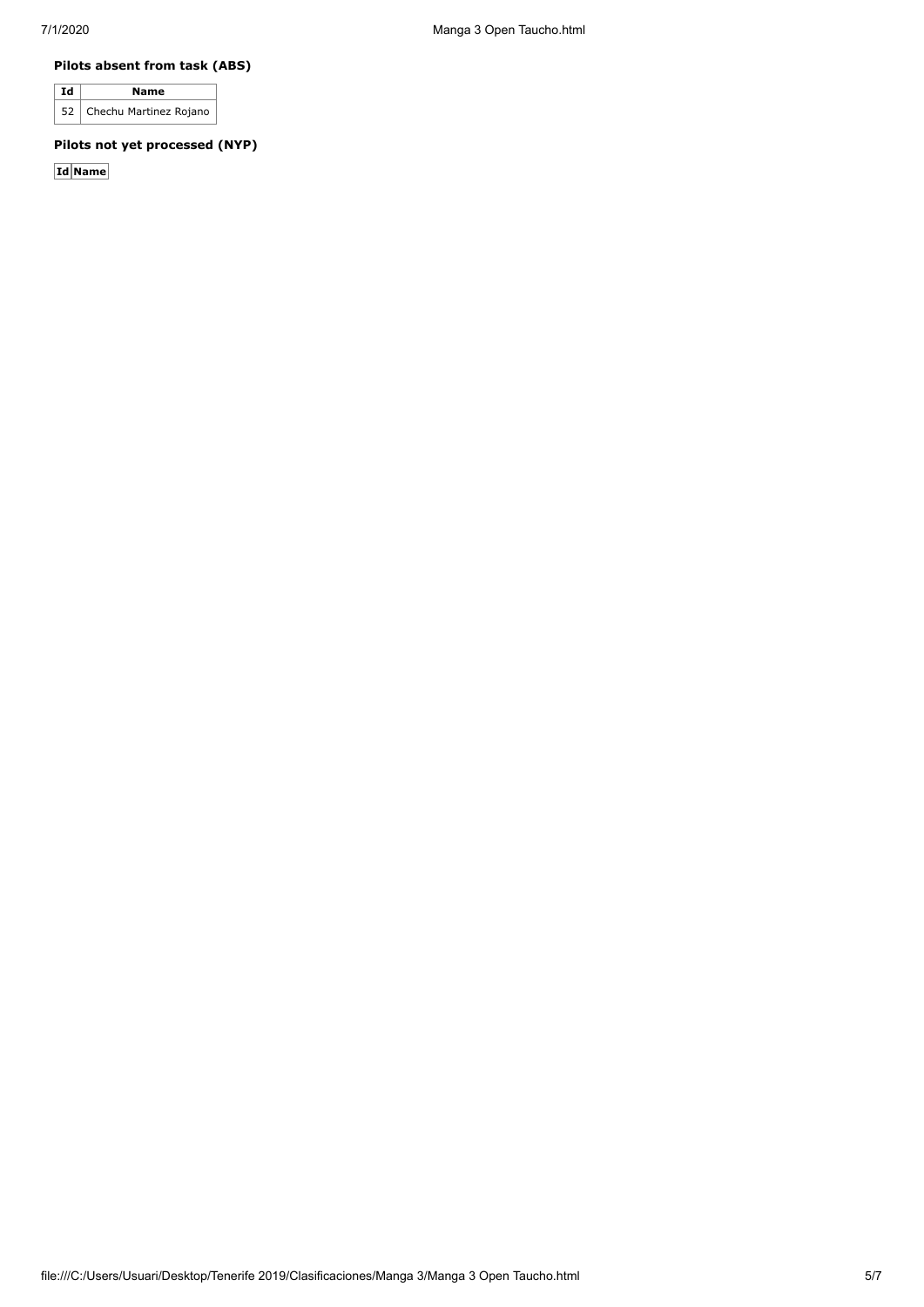**Pilots absent from task (ABS)**

| Id | Name |
|---|---|
| 52 | Chechu Martinez Rojano |

**Pilots not yet processed (NYP)**

| Id | Name |
|---|---|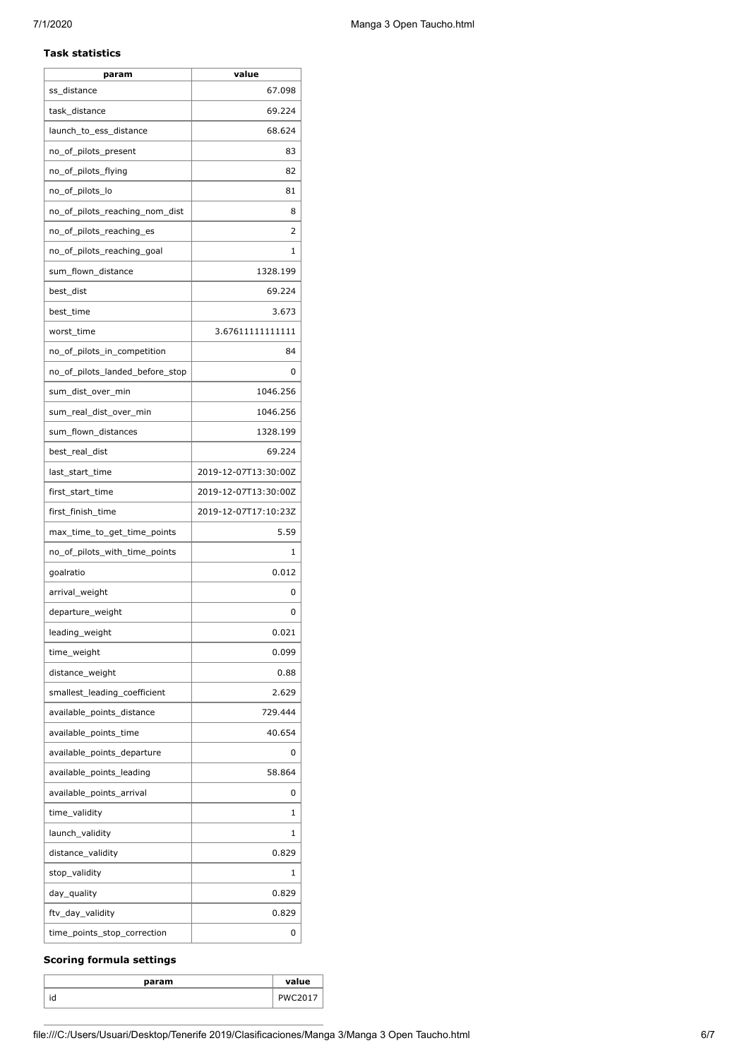### Task statistics

| param | value |
|---|---|
| ss_distance | 67.098 |
| task_distance | 69.224 |
| launch_to_ess_distance | 68.624 |
| no_of_pilots_present | 83 |
| no_of_pilots_flying | 82 |
| no_of_pilots_lo | 81 |
| no_of_pilots_reaching_nom_dist | 8 |
| no_of_pilots_reaching_es | 2 |
| no_of_pilots_reaching_goal | 1 |
| sum_flown_distance | 1328.199 |
| best_dist | 69.224 |
| best_time | 3.673 |
| worst_time | 3.67611111111111 |
| no_of_pilots_in_competition | 84 |
| no_of_pilots_landed_before_stop | 0 |
| sum_dist_over_min | 1046.256 |
| sum_real_dist_over_min | 1046.256 |
| sum_flown_distances | 1328.199 |
| best_real_dist | 69.224 |
| last_start_time | 2019-12-07T13:30:00Z |
| first_start_time | 2019-12-07T13:30:00Z |
| first_finish_time | 2019-12-07T17:10:23Z |
| max_time_to_get_time_points | 5.59 |
| no_of_pilots_with_time_points | 1 |
| goalratio | 0.012 |
| arrival_weight | 0 |
| departure_weight | 0 |
| leading_weight | 0.021 |
| time_weight | 0.099 |
| distance_weight | 0.88 |
| smallest_leading_coefficient | 2.629 |
| available_points_distance | 729.444 |
| available_points_time | 40.654 |
| available_points_departure | 0 |
| available_points_leading | 58.864 |
| available_points_arrival | 0 |
| time_validity | 1 |
| launch_validity | 1 |
| distance_validity | 0.829 |
| stop_validity | 1 |
| day_quality | 0.829 |
| ftv_day_validity | 0.829 |
| time_points_stop_correction | 0 |

### Scoring formula settings

| param | value |
|---|---|
| id | PWC2017 |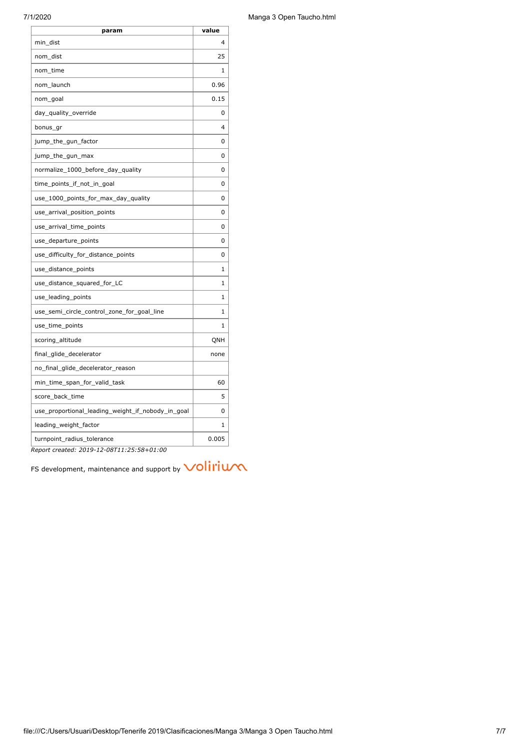| param | value |
| --- | --- |
| min_dist | 4 |
| nom_dist | 25 |
| nom_time | 1 |
| nom_launch | 0.96 |
| nom_goal | 0.15 |
| day_quality_override | 0 |
| bonus_gr | 4 |
| jump_the_gun_factor | 0 |
| jump_the_gun_max | 0 |
| normalize_1000_before_day_quality | 0 |
| time_points_if_not_in_goal | 0 |
| use_1000_points_for_max_day_quality | 0 |
| use_arrival_position_points | 0 |
| use_arrival_time_points | 0 |
| use_departure_points | 0 |
| use_difficulty_for_distance_points | 0 |
| use_distance_points | 1 |
| use_distance_squared_for_LC | 1 |
| use_leading_points | 1 |
| use_semi_circle_control_zone_for_goal_line | 1 |
| use_time_points | 1 |
| scoring_altitude | QNH |
| final_glide_decelerator | none |
| no_final_glide_decelerator_reason | |
| min_time_span_for_valid_task | 60 |
| score_back_time | 5 |
| use_proportional_leading_weight_if_nobody_in_goal | 0 |
| leading_weight_factor | 1 |
| turnpoint_radius_tolerance | 0.005 |

*Report created: 2019-12-08T11:25:58+01:00*

FS development, maintenance and support by volirium